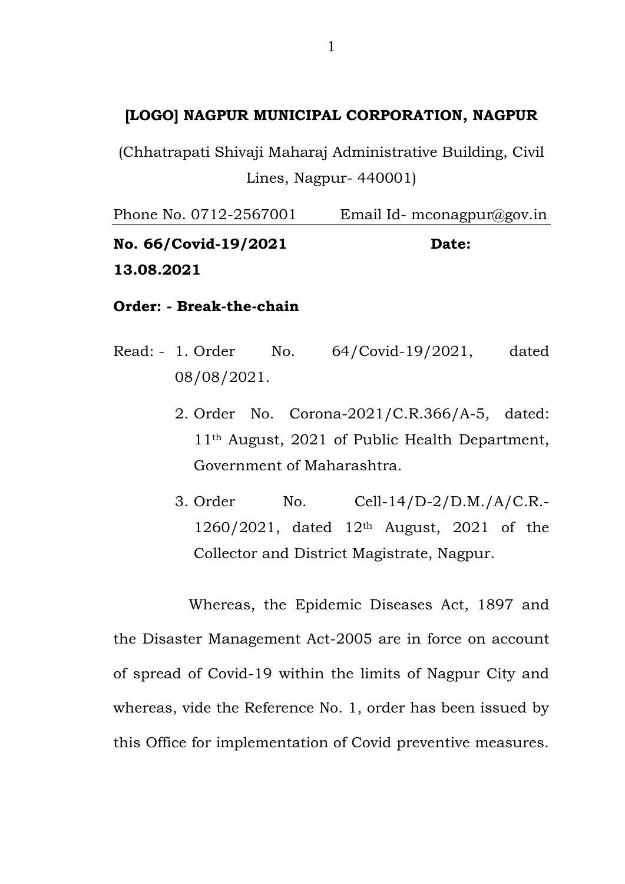# [LOGO] NAGPUR MUNICIPAL CORPORATION, NAGPUR

(Chhatrapati Shivaji Maharaj Administrative Building, Civil Lines, Nagpur- 440001)

Phone No. 0712-2567001 Email Id- mconagpur@gov.in

**No. 66/Covid-19/2021** **Date: 13.08.2021**

**Order: - Break-the-chain**

Read: -

1. Order No. 64/Covid-19/2021, dated 08/08/2021.
2. Order No. Corona-2021/C.R.366/A-5, dated: 11th August, 2021 of Public Health Department, Government of Maharashtra.
3. Order No. Cell-14/D-2/D.M./A/C.R.-1260/2021, dated 12th August, 2021 of the Collector and District Magistrate, Nagpur.

Whereas, the Epidemic Diseases Act, 1897 and the Disaster Management Act-2005 are in force on account of spread of Covid-19 within the limits of Nagpur City and whereas, vide the Reference No. 1, order has been issued by this Office for implementation of Covid preventive measures.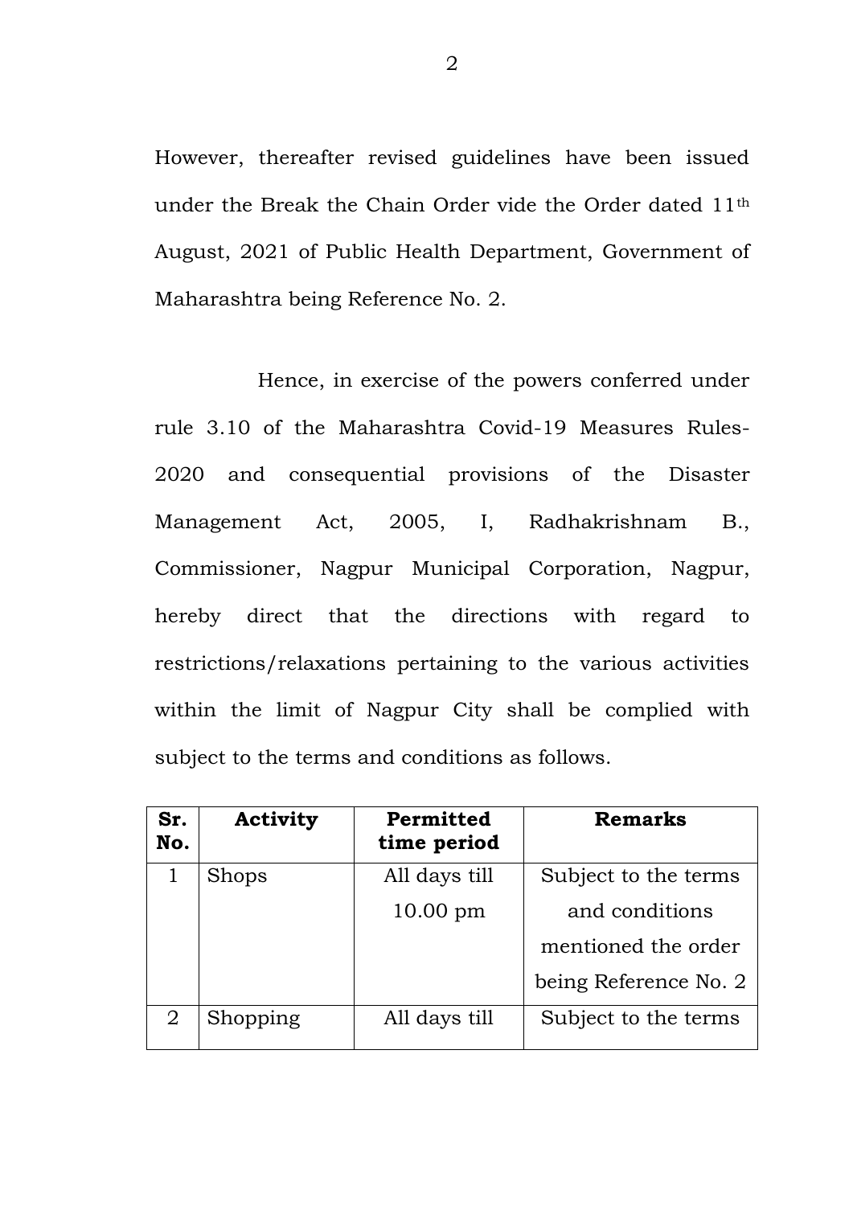However, thereafter revised guidelines have been issued under the Break the Chain Order vide the Order dated 11th August, 2021 of Public Health Department, Government of Maharashtra being Reference No. 2.

Hence, in exercise of the powers conferred under rule 3.10 of the Maharashtra Covid-19 Measures Rules-2020 and consequential provisions of the Disaster Management Act, 2005, I, Radhakrishnam B., Commissioner, Nagpur Municipal Corporation, Nagpur, hereby direct that the directions with regard to restrictions/relaxations pertaining to the various activities within the limit of Nagpur City shall be complied with subject to the terms and conditions as follows.

| Sr. No. | Activity | Permitted time period | Remarks |
|---|---|---|---|
| 1 | Shops | All days till 10.00 pm | Subject to the terms and conditions mentioned the order being Reference No. 2 |
| 2 | Shopping | All days till | Subject to the terms |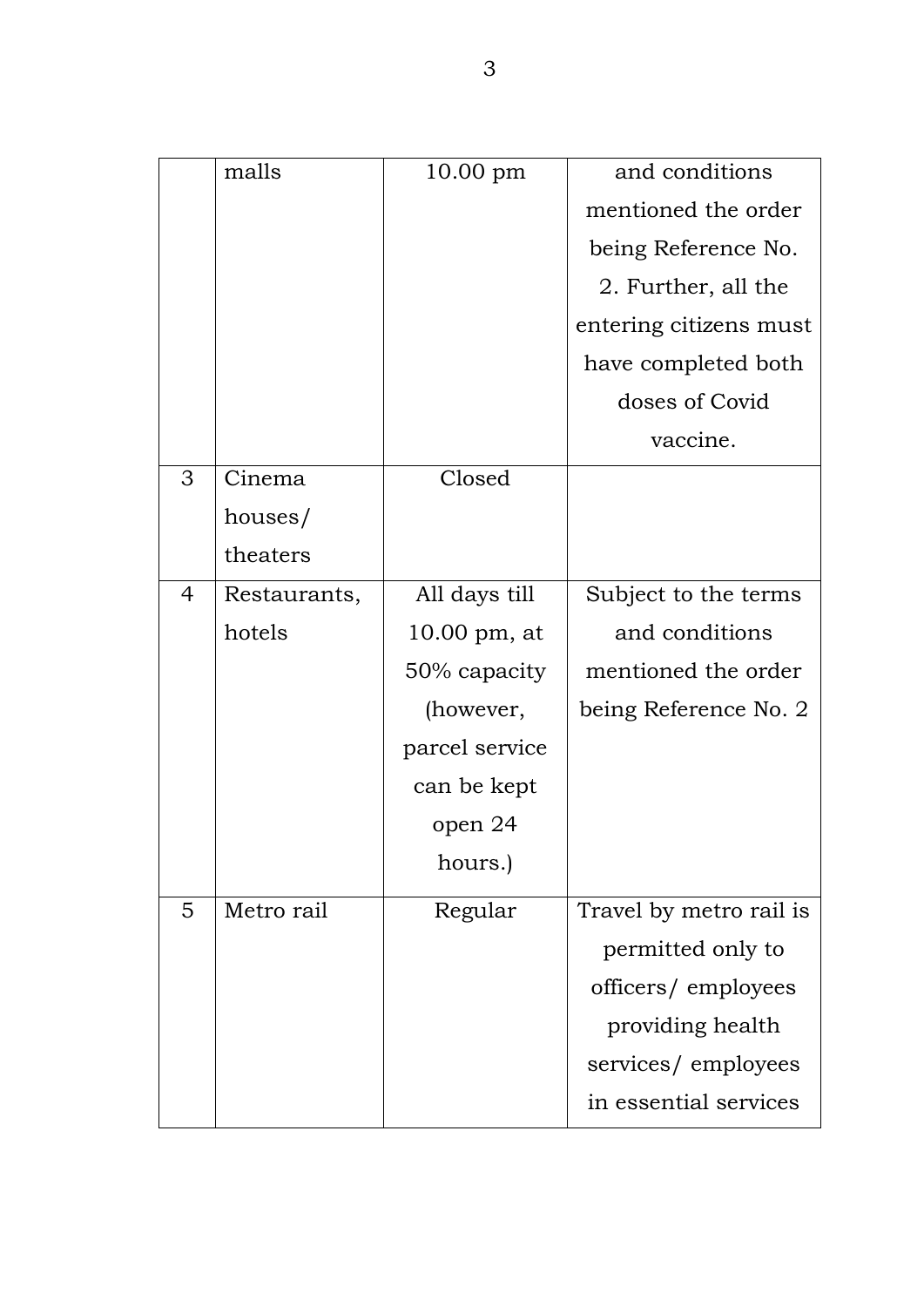| | | | |
|---|---|---|---|
| | malls | 10.00 pm | and conditions mentioned the order being Reference No. 2. Further, all the entering citizens must have completed both doses of Covid vaccine. |
| 3 | Cinema houses/ theaters | Closed | |
| 4 | Restaurants, hotels | All days till 10.00 pm, at 50% capacity (however, parcel service can be kept open 24 hours.) | Subject to the terms and conditions mentioned the order being Reference No. 2 |
| 5 | Metro rail | Regular | Travel by metro rail is permitted only to officers/ employees providing health services/ employees in essential services |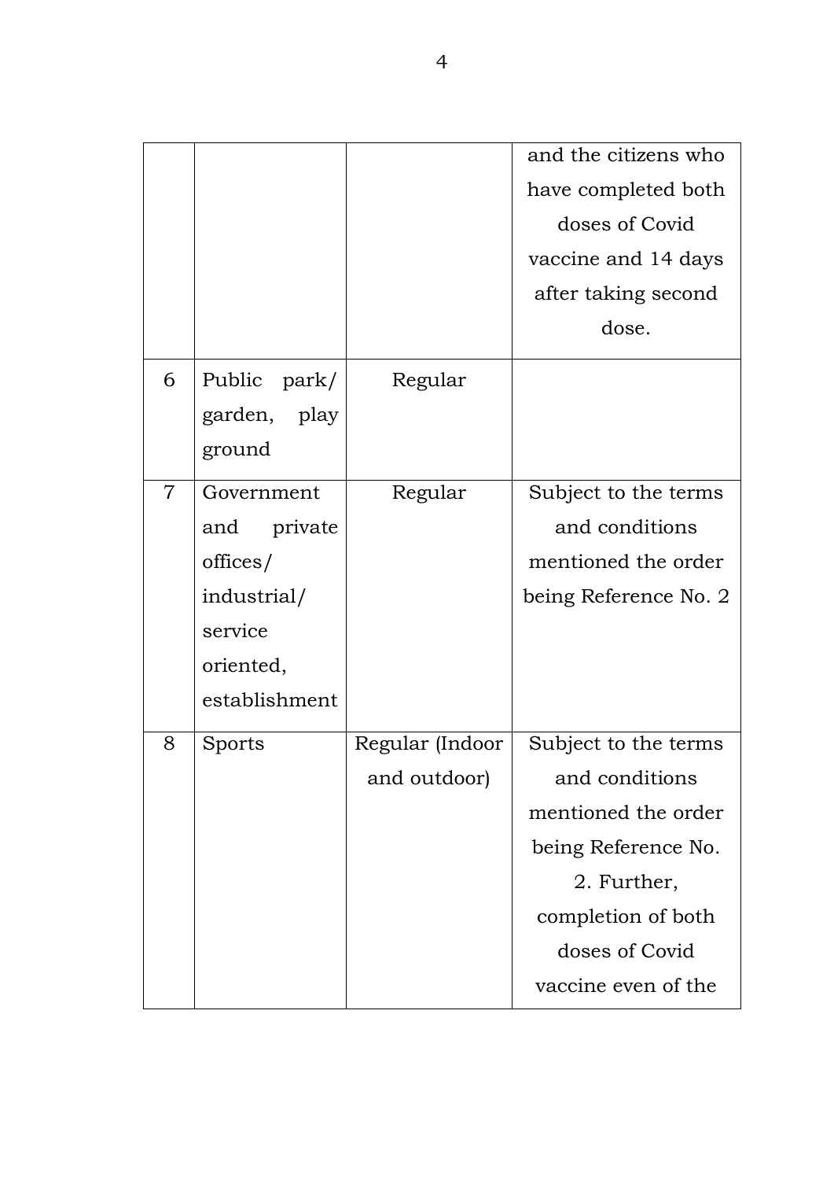| | | | |
|---|---|---|---|
| | | | and the citizens who have completed both doses of Covid vaccine and 14 days after taking second dose. |
| 6 | Public park/ garden, play ground | Regular | |
| 7 | Government and private offices/ industrial/ service oriented, establishment | Regular | Subject to the terms and conditions mentioned the order being Reference No. 2 |
| 8 | Sports | Regular (Indoor and outdoor) | Subject to the terms and conditions mentioned the order being Reference No. 2. Further, completion of both doses of Covid vaccine even of the |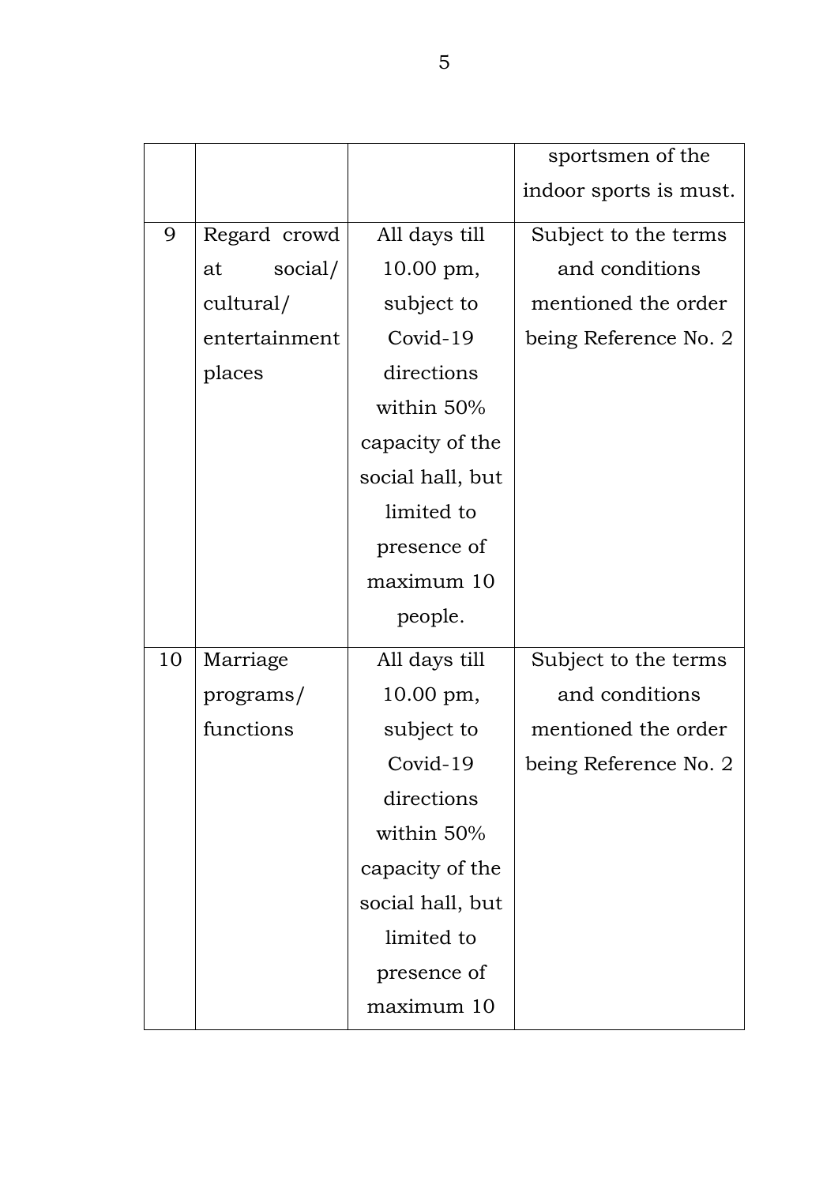| | | | |
|---|---|---|---|
| | | | sportsmen of the indoor sports is must. |
| 9 | Regard crowd at social/ cultural/ entertainment places | All days till 10.00 pm, subject to Covid-19 directions within 50% capacity of the social hall, but limited to presence of maximum 10 people. | Subject to the terms and conditions mentioned the order being Reference No. 2 |
| 10 | Marriage programs/ functions | All days till 10.00 pm, subject to Covid-19 directions within 50% capacity of the social hall, but limited to presence of maximum 10 | Subject to the terms and conditions mentioned the order being Reference No. 2 |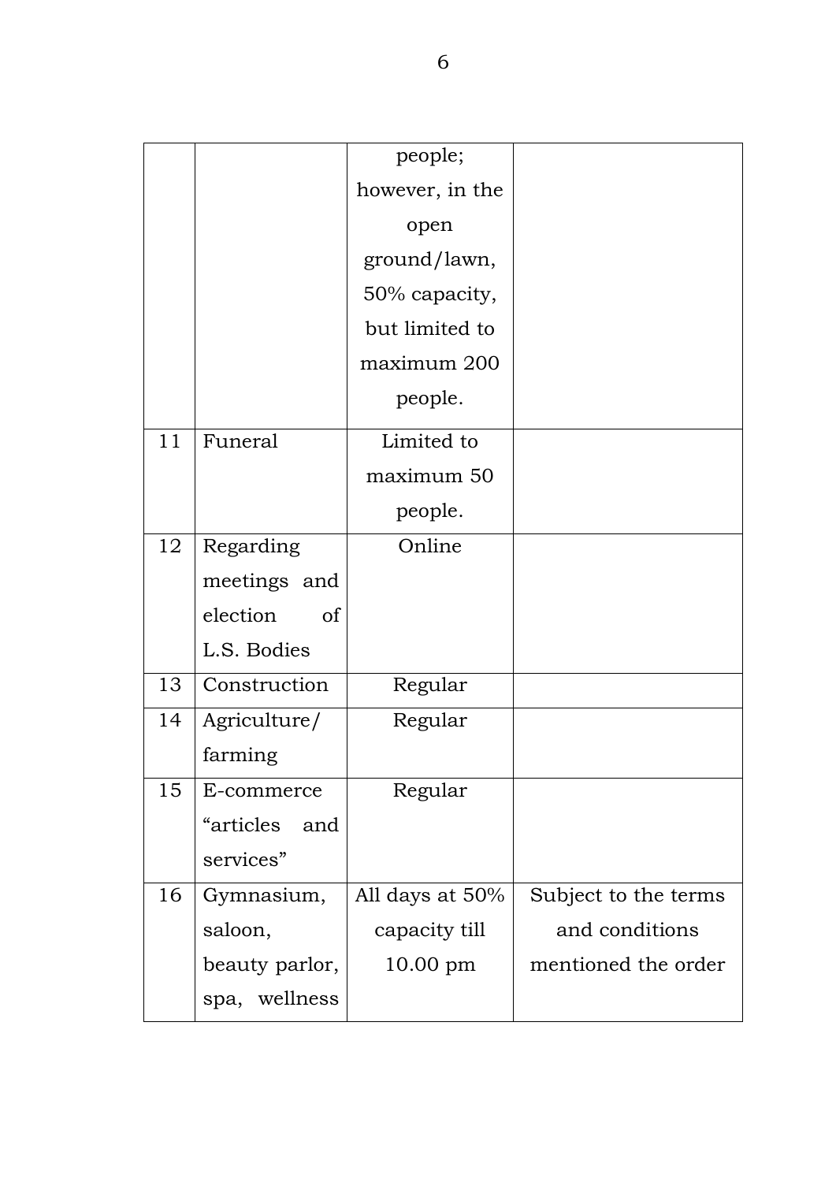| | | people; however, in the open ground/lawn, 50% capacity, but limited to maximum 200 people. | |
|---|---|---|---|
| 11 | Funeral | Limited to maximum 50 people. | |
| 12 | Regarding meetings and election of L.S. Bodies | Online | |
| 13 | Construction | Regular | |
| 14 | Agriculture/ farming | Regular | |
| 15 | E-commerce "articles and services" | Regular | |
| 16 | Gymnasium, saloon, beauty parlor, spa, wellness | All days at 50% capacity till 10.00 pm | Subject to the terms and conditions mentioned the order |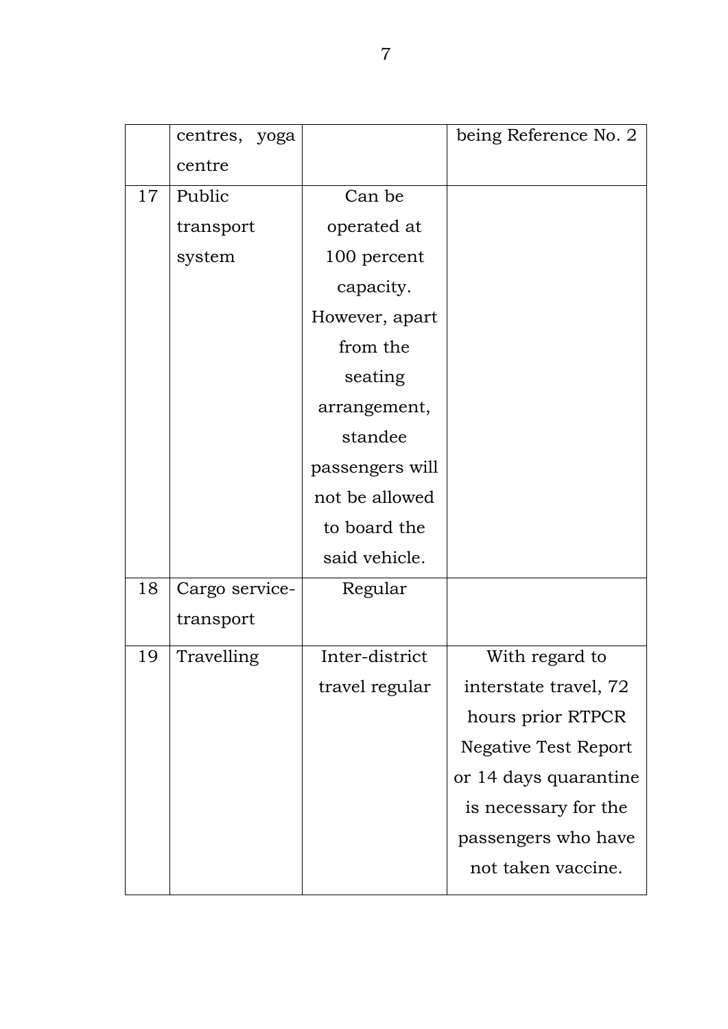|  |  |  |  |
|---|---|---|---|
|  | centres, yoga centre |  | being Reference No. 2 |
| 17 | Public transport system | Can be operated at 100 percent capacity. However, apart from the seating arrangement, standee passengers will not be allowed to board the said vehicle. |  |
| 18 | Cargo service-transport | Regular |  |
| 19 | Travelling | Inter-district travel regular | With regard to interstate travel, 72 hours prior RTPCR Negative Test Report or 14 days quarantine is necessary for the passengers who have not taken vaccine. |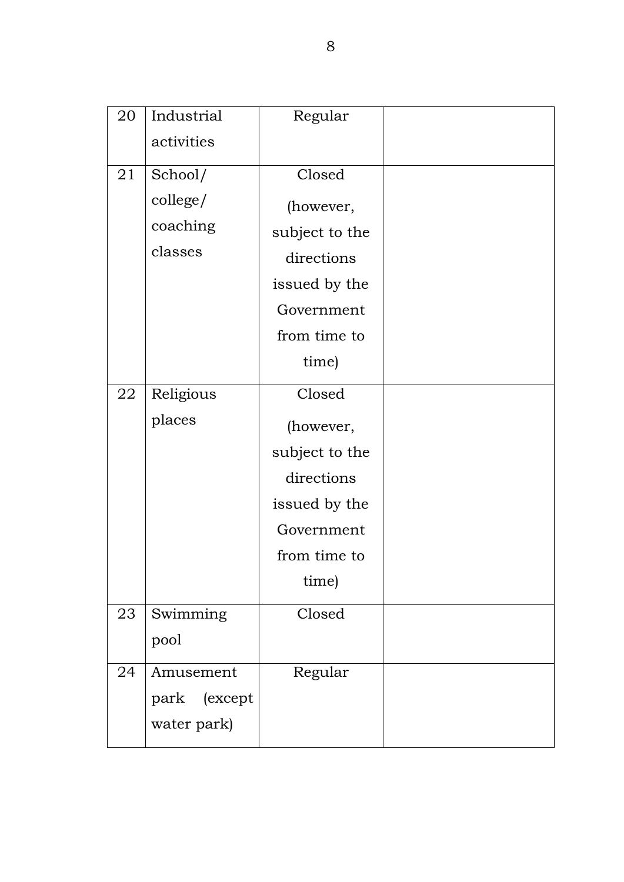| | | | |
|---|---|---|---|
| 20 | Industrial activities | Regular | |
| 21 | School/ college/ coaching classes | Closed (however, subject to the directions issued by the Government from time to time) | |
| 22 | Religious places | Closed (however, subject to the directions issued by the Government from time to time) | |
| 23 | Swimming pool | Closed | |
| 24 | Amusement park (except water park) | Regular | |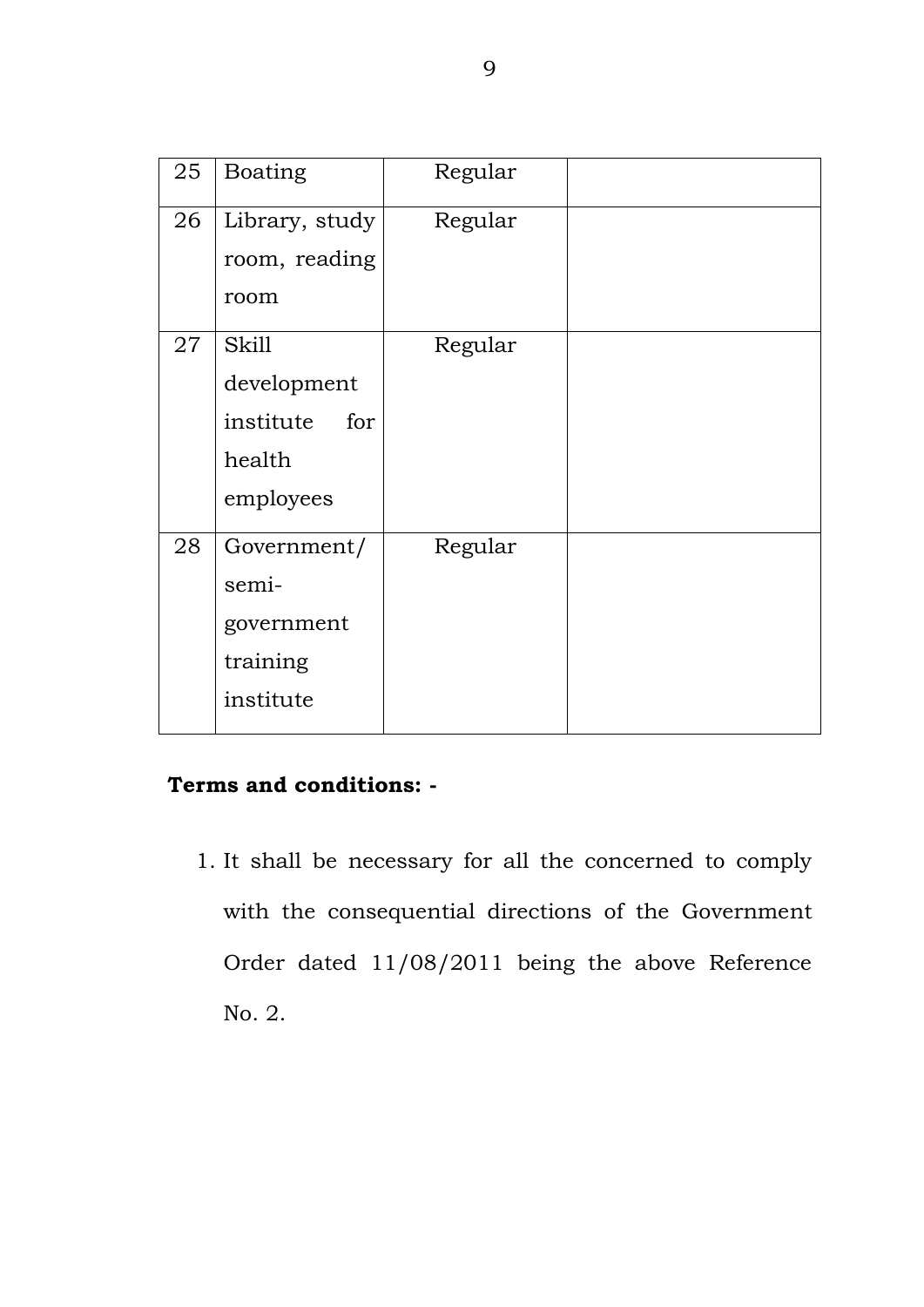| 25 | Boating | Regular | |
|---|---|---|---|
| 26 | Library, study room, reading room | Regular | |
| 27 | Skill development institute for health employees | Regular | |
| 28 | Government/ semi-government training institute | Regular | |

**Terms and conditions: -**

1. It shall be necessary for all the concerned to comply with the consequential directions of the Government Order dated 11/08/2011 being the above Reference No. 2.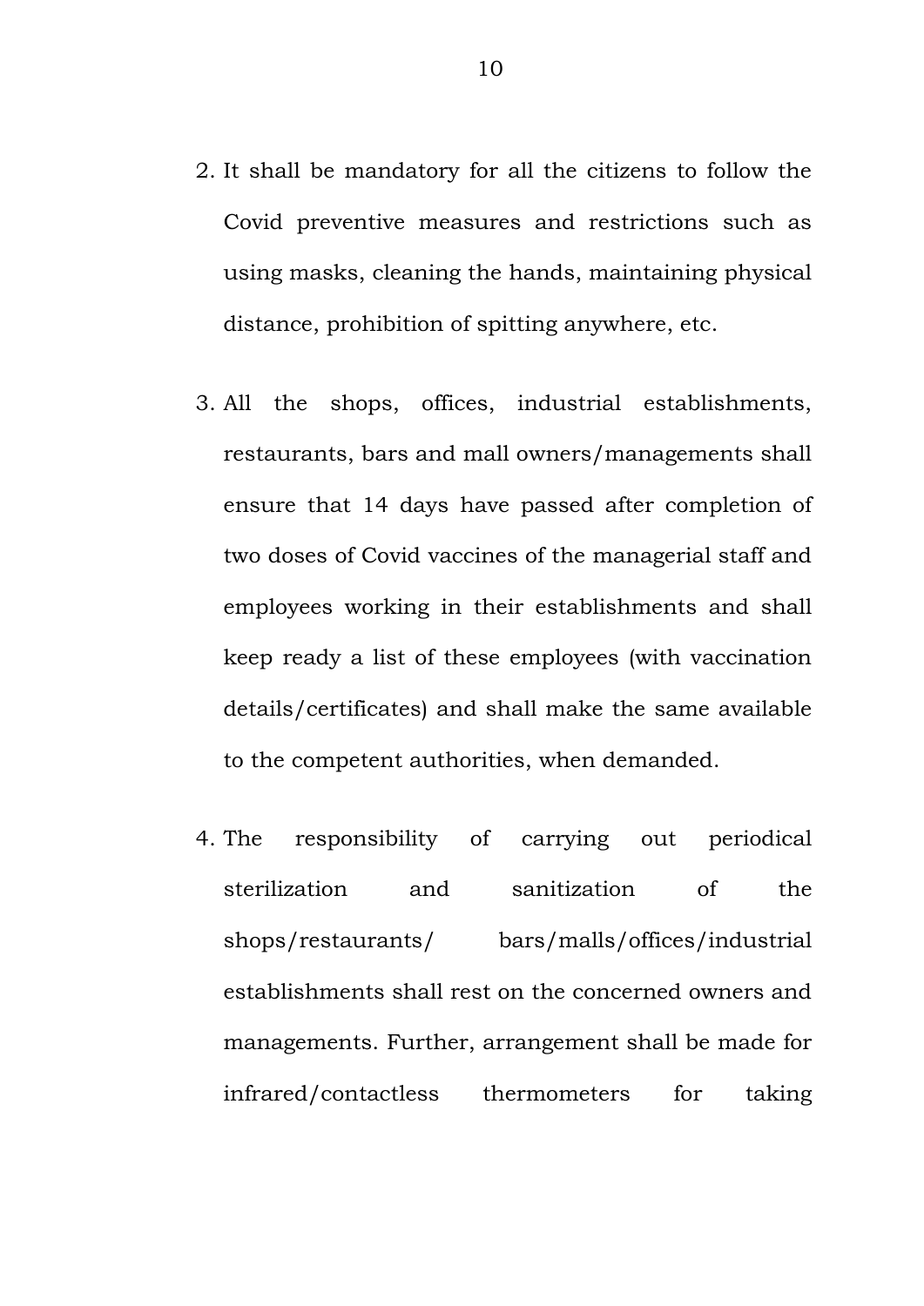2. It shall be mandatory for all the citizens to follow the Covid preventive measures and restrictions such as using masks, cleaning the hands, maintaining physical distance, prohibition of spitting anywhere, etc.

3. All the shops, offices, industrial establishments, restaurants, bars and mall owners/managements shall ensure that 14 days have passed after completion of two doses of Covid vaccines of the managerial staff and employees working in their establishments and shall keep ready a list of these employees (with vaccination details/certificates) and shall make the same available to the competent authorities, when demanded.

4. The responsibility of carrying out periodical sterilization and sanitization of the shops/restaurants/ bars/malls/offices/industrial establishments shall rest on the concerned owners and managements. Further, arrangement shall be made for infrared/contactless thermometers for taking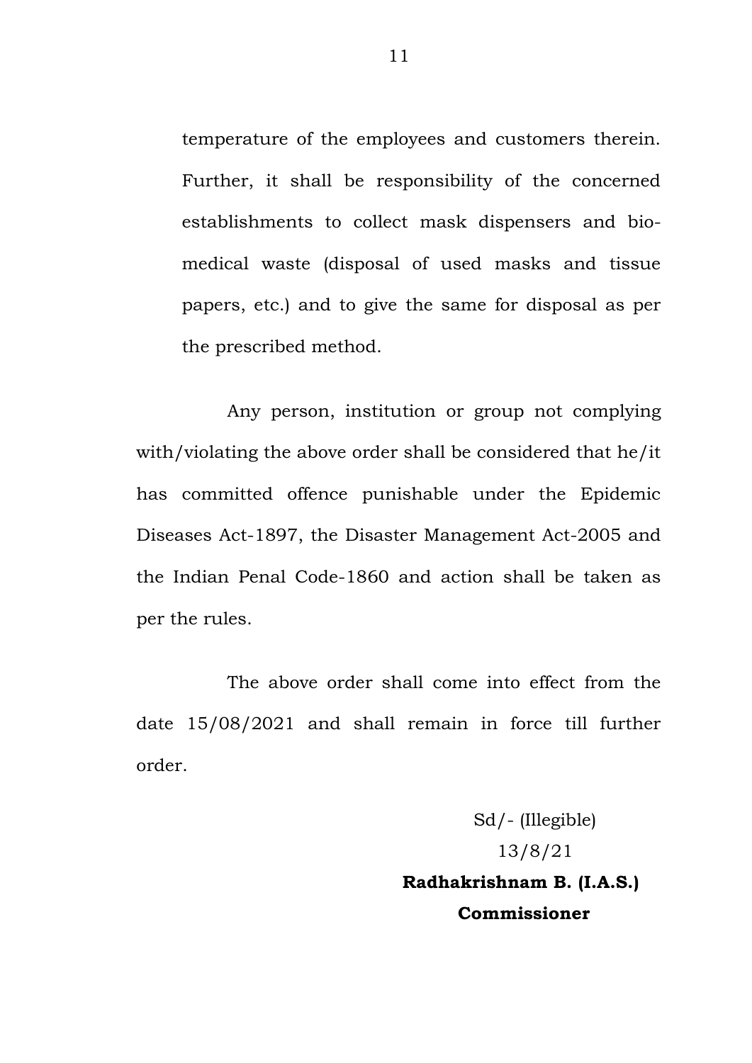temperature of the employees and customers therein. Further, it shall be responsibility of the concerned establishments to collect mask dispensers and bio-medical waste (disposal of used masks and tissue papers, etc.) and to give the same for disposal as per the prescribed method.

Any person, institution or group not complying with/violating the above order shall be considered that he/it has committed offence punishable under the Epidemic Diseases Act-1897, the Disaster Management Act-2005 and the Indian Penal Code-1860 and action shall be taken as per the rules.

The above order shall come into effect from the date 15/08/2021 and shall remain in force till further order.

Sd/- (Illegible)
13/8/21
**Radhakrishnam B. (I.A.S.)**
**Commissioner**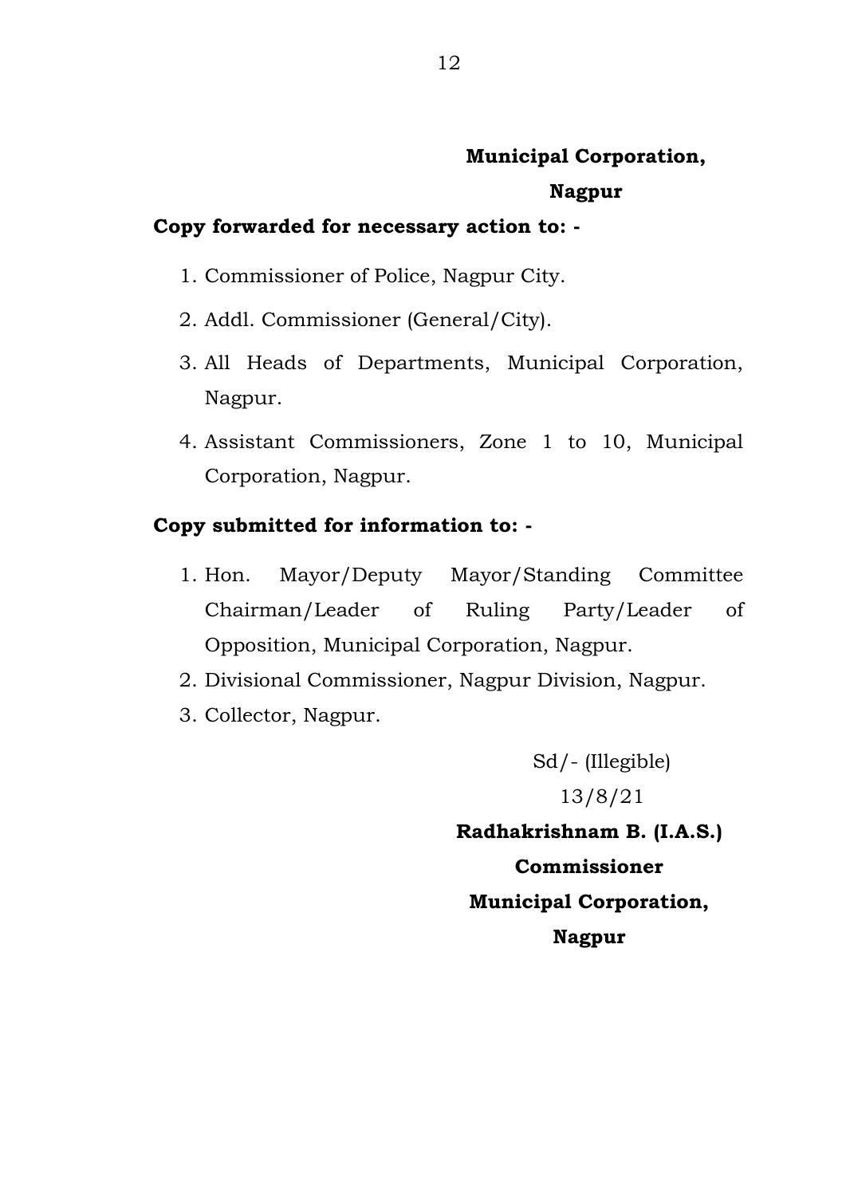**Municipal Corporation,**

**Nagpur**

**Copy forwarded for necessary action to: -**

1. Commissioner of Police, Nagpur City.
2. Addl. Commissioner (General/City).
3. All Heads of Departments, Municipal Corporation, Nagpur.
4. Assistant Commissioners, Zone 1 to 10, Municipal Corporation, Nagpur.

**Copy submitted for information to: -**

1. Hon. Mayor/Deputy Mayor/Standing Committee Chairman/Leader of Ruling Party/Leader of Opposition, Municipal Corporation, Nagpur.
2. Divisional Commissioner, Nagpur Division, Nagpur.
3. Collector, Nagpur.

Sd/- (Illegible)

13/8/21

**Radhakrishnam B. (I.A.S.)**

**Commissioner**

**Municipal Corporation,**

**Nagpur**